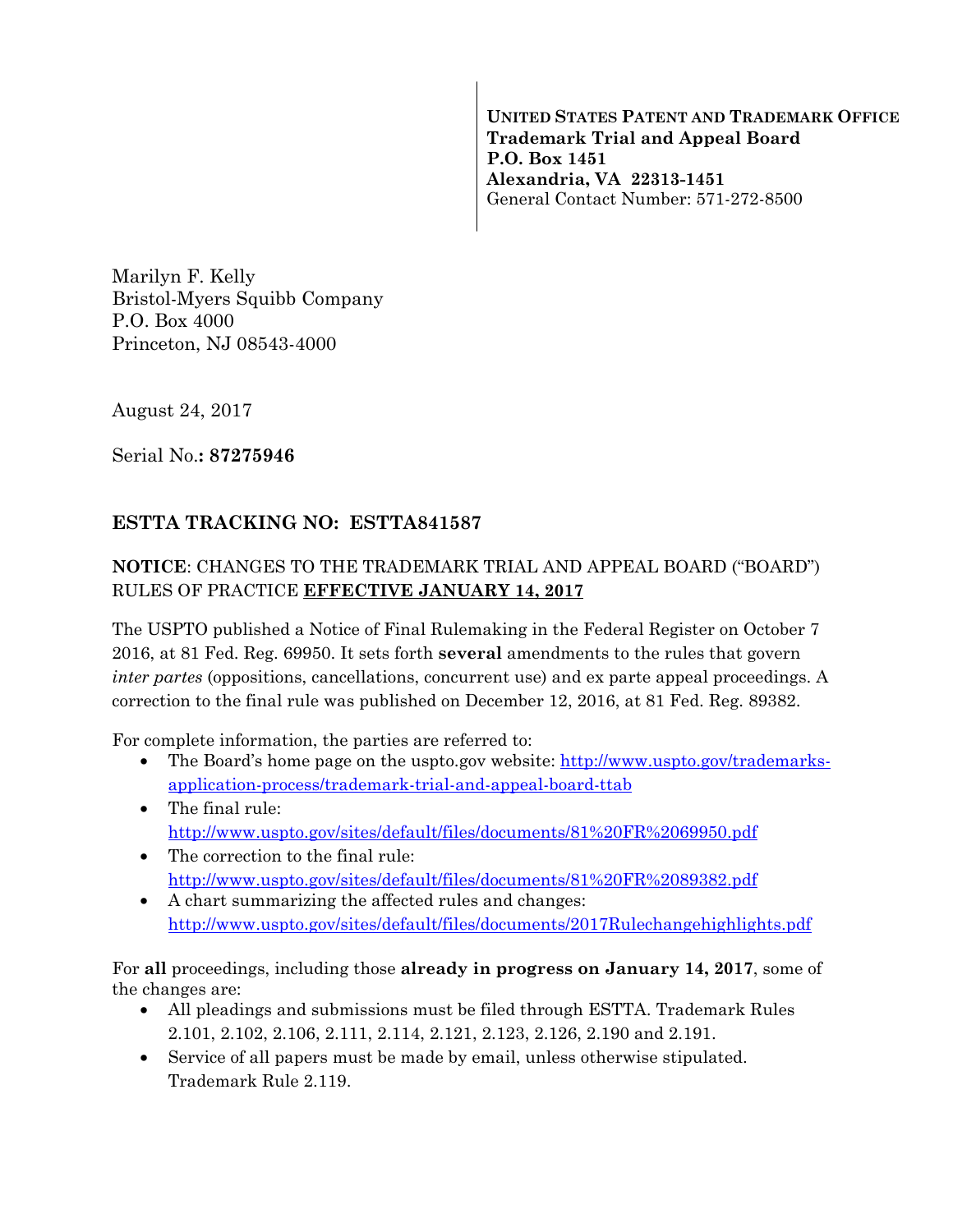**UNITED STATES PATENT AND TRADEMARK OFFICE**
**Trademark Trial and Appeal Board**
**P.O. Box 1451**
**Alexandria, VA 22313-1451**
General Contact Number: 571-272-8500

Marilyn F. Kelly
Bristol-Myers Squibb Company
P.O. Box 4000
Princeton, NJ 08543-4000

August 24, 2017

Serial No.**: 87275946**

## ESTTA TRACKING NO: ESTTA841587

**NOTICE**: CHANGES TO THE TRADEMARK TRIAL AND APPEAL BOARD ("BOARD") RULES OF PRACTICE **EFFECTIVE JANUARY 14, 2017**

The USPTO published a Notice of Final Rulemaking in the Federal Register on October 7 2016, at 81 Fed. Reg. 69950. It sets forth **several** amendments to the rules that govern *inter partes* (oppositions, cancellations, concurrent use) and ex parte appeal proceedings. A correction to the final rule was published on December 12, 2016, at 81 Fed. Reg. 89382.

For complete information, the parties are referred to:

- The Board's home page on the uspto.gov website: [http://www.uspto.gov/trademarks-application-process/trademark-trial-and-appeal-board-ttab](http://www.uspto.gov/trademarks-application-process/trademark-trial-and-appeal-board-ttab)
- The final rule: [http://www.uspto.gov/sites/default/files/documents/81%20FR%2069950.pdf](http://www.uspto.gov/sites/default/files/documents/81%20FR%2069950.pdf)
- The correction to the final rule: [http://www.uspto.gov/sites/default/files/documents/81%20FR%2089382.pdf](http://www.uspto.gov/sites/default/files/documents/81%20FR%2089382.pdf)
- A chart summarizing the affected rules and changes: [http://www.uspto.gov/sites/default/files/documents/2017Rulechangehighlights.pdf](http://www.uspto.gov/sites/default/files/documents/2017Rulechangehighlights.pdf)

For **all** proceedings, including those **already in progress on January 14, 2017**, some of the changes are:

- All pleadings and submissions must be filed through ESTTA. Trademark Rules 2.101, 2.102, 2.106, 2.111, 2.114, 2.121, 2.123, 2.126, 2.190 and 2.191.
- Service of all papers must be made by email, unless otherwise stipulated. Trademark Rule 2.119.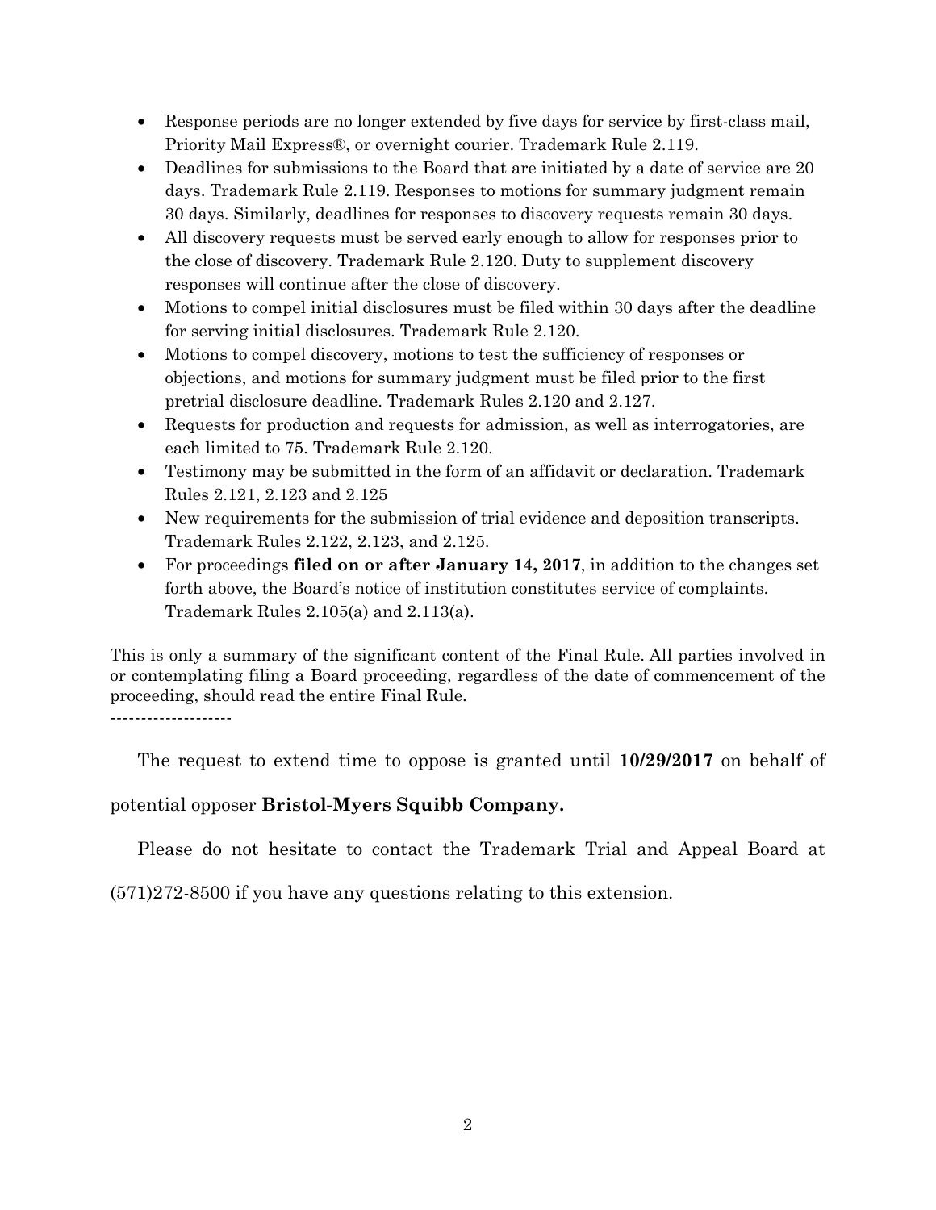- Response periods are no longer extended by five days for service by first-class mail, Priority Mail Express®, or overnight courier. Trademark Rule 2.119.
- Deadlines for submissions to the Board that are initiated by a date of service are 20 days. Trademark Rule 2.119. Responses to motions for summary judgment remain 30 days. Similarly, deadlines for responses to discovery requests remain 30 days.
- All discovery requests must be served early enough to allow for responses prior to the close of discovery. Trademark Rule 2.120. Duty to supplement discovery responses will continue after the close of discovery.
- Motions to compel initial disclosures must be filed within 30 days after the deadline for serving initial disclosures. Trademark Rule 2.120.
- Motions to compel discovery, motions to test the sufficiency of responses or objections, and motions for summary judgment must be filed prior to the first pretrial disclosure deadline. Trademark Rules 2.120 and 2.127.
- Requests for production and requests for admission, as well as interrogatories, are each limited to 75. Trademark Rule 2.120.
- Testimony may be submitted in the form of an affidavit or declaration. Trademark Rules 2.121, 2.123 and 2.125
- New requirements for the submission of trial evidence and deposition transcripts. Trademark Rules 2.122, 2.123, and 2.125.
- For proceedings **filed on or after January 14, 2017**, in addition to the changes set forth above, the Board's notice of institution constitutes service of complaints. Trademark Rules 2.105(a) and 2.113(a).

This is only a summary of the significant content of the Final Rule. All parties involved in or contemplating filing a Board proceeding, regardless of the date of commencement of the proceeding, should read the entire Final Rule.

--------------------

The request to extend time to oppose is granted until **10/29/2017** on behalf of potential opposer **Bristol-Myers Squibb Company.**

Please do not hesitate to contact the Trademark Trial and Appeal Board at (571)272-8500 if you have any questions relating to this extension.